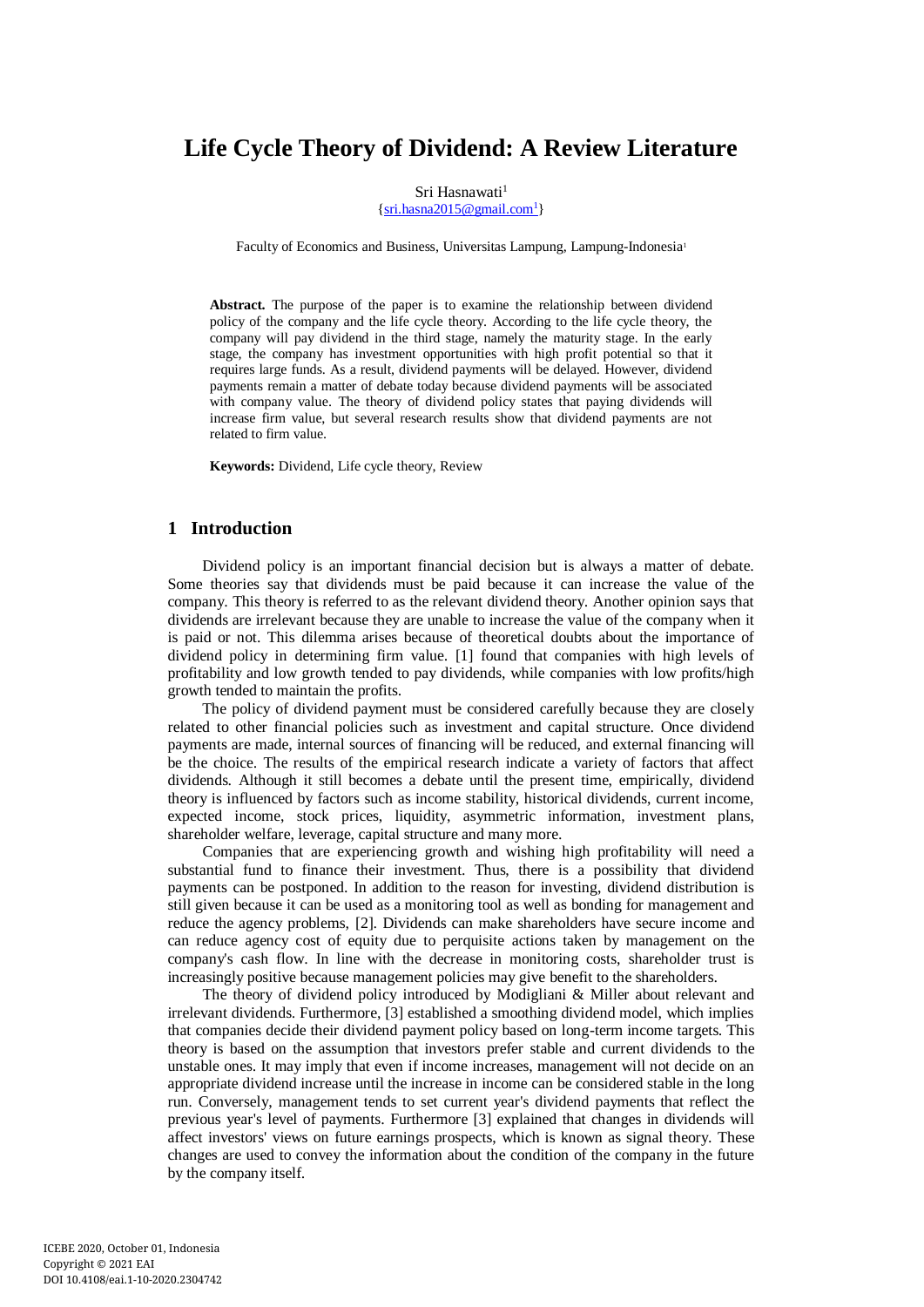# Life Cycle Theory of Dividend: A Review Literature

Sri Hasnawati[1]

{sri.hasna2015@gmail.com[1]}

Faculty of Economics and Business, Universitas Lampung, Lampung-Indonesia[1]

**Abstract.** The purpose of the paper is to examine the relationship between dividend policy of the company and the life cycle theory. According to the life cycle theory, the company will pay dividend in the third stage, namely the maturity stage. In the early stage, the company has investment opportunities with high profit potential so that it requires large funds. As a result, dividend payments will be delayed. However, dividend payments remain a matter of debate today because dividend payments will be associated with company value. The theory of dividend policy states that paying dividends will increase firm value, but several research results show that dividend payments are not related to firm value.

**Keywords:** Dividend, Life cycle theory, Review

## 1 Introduction

Dividend policy is an important financial decision but is always a matter of debate. Some theories say that dividends must be paid because it can increase the value of the company. This theory is referred to as the relevant dividend theory. Another opinion says that dividends are irrelevant because they are unable to increase the value of the company when it is paid or not. This dilemma arises because of theoretical doubts about the importance of dividend policy in determining firm value. [1] found that companies with high levels of profitability and low growth tended to pay dividends, while companies with low profits/high growth tended to maintain the profits.

The policy of dividend payment must be considered carefully because they are closely related to other financial policies such as investment and capital structure. Once dividend payments are made, internal sources of financing will be reduced, and external financing will be the choice. The results of the empirical research indicate a variety of factors that affect dividends. Although it still becomes a debate until the present time, empirically, dividend theory is influenced by factors such as income stability, historical dividends, current income, expected income, stock prices, liquidity, asymmetric information, investment plans, shareholder welfare, leverage, capital structure and many more.

Companies that are experiencing growth and wishing high profitability will need a substantial fund to finance their investment. Thus, there is a possibility that dividend payments can be postponed. In addition to the reason for investing, dividend distribution is still given because it can be used as a monitoring tool as well as bonding for management and reduce the agency problems, [2]. Dividends can make shareholders have secure income and can reduce agency cost of equity due to perquisite actions taken by management on the company's cash flow. In line with the decrease in monitoring costs, shareholder trust is increasingly positive because management policies may give benefit to the shareholders.

The theory of dividend policy introduced by Modigliani & Miller about relevant and irrelevant dividends. Furthermore, [3] established a smoothing dividend model, which implies that companies decide their dividend payment policy based on long-term income targets. This theory is based on the assumption that investors prefer stable and current dividends to the unstable ones. It may imply that even if income increases, management will not decide on an appropriate dividend increase until the increase in income can be considered stable in the long run. Conversely, management tends to set current year's dividend payments that reflect the previous year's level of payments. Furthermore [3] explained that changes in dividends will affect investors' views on future earnings prospects, which is known as signal theory. These changes are used to convey the information about the condition of the company in the future by the company itself.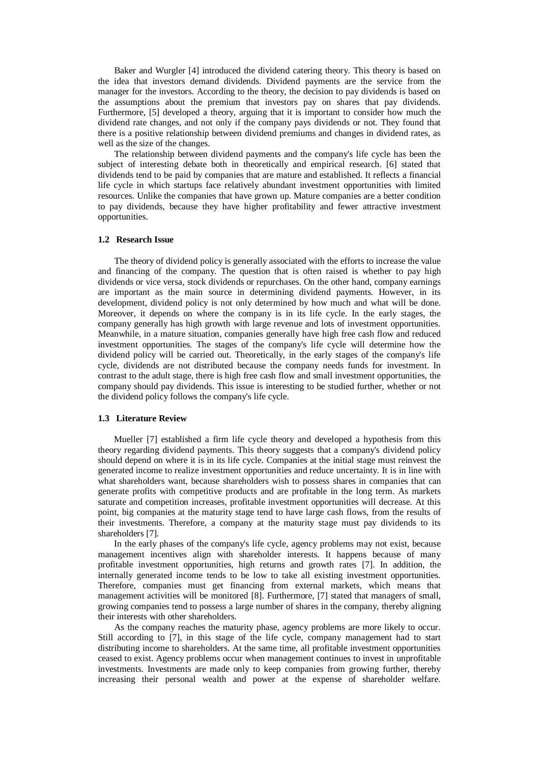Baker and Wurgler [4] introduced the dividend catering theory. This theory is based on the idea that investors demand dividends. Dividend payments are the service from the manager for the investors. According to the theory, the decision to pay dividends is based on the assumptions about the premium that investors pay on shares that pay dividends. Furthermore, [5] developed a theory, arguing that it is important to consider how much the dividend rate changes, and not only if the company pays dividends or not. They found that there is a positive relationship between dividend premiums and changes in dividend rates, as well as the size of the changes.

The relationship between dividend payments and the company's life cycle has been the subject of interesting debate both in theoretically and empirical research. [6] stated that dividends tend to be paid by companies that are mature and established. It reflects a financial life cycle in which startups face relatively abundant investment opportunities with limited resources. Unlike the companies that have grown up. Mature companies are a better condition to pay dividends, because they have higher profitability and fewer attractive investment opportunities.

### 1.2 Research Issue

The theory of dividend policy is generally associated with the efforts to increase the value and financing of the company. The question that is often raised is whether to pay high dividends or vice versa, stock dividends or repurchases. On the other hand, company earnings are important as the main source in determining dividend payments. However, in its development, dividend policy is not only determined by how much and what will be done. Moreover, it depends on where the company is in its life cycle. In the early stages, the company generally has high growth with large revenue and lots of investment opportunities. Meanwhile, in a mature situation, companies generally have high free cash flow and reduced investment opportunities. The stages of the company's life cycle will determine how the dividend policy will be carried out. Theoretically, in the early stages of the company's life cycle, dividends are not distributed because the company needs funds for investment. In contrast to the adult stage, there is high free cash flow and small investment opportunities, the company should pay dividends. This issue is interesting to be studied further, whether or not the dividend policy follows the company's life cycle.

### 1.3 Literature Review

Mueller [7] established a firm life cycle theory and developed a hypothesis from this theory regarding dividend payments. This theory suggests that a company's dividend policy should depend on where it is in its life cycle. Companies at the initial stage must reinvest the generated income to realize investment opportunities and reduce uncertainty. It is in line with what shareholders want, because shareholders wish to possess shares in companies that can generate profits with competitive products and are profitable in the long term. As markets saturate and competition increases, profitable investment opportunities will decrease. At this point, big companies at the maturity stage tend to have large cash flows, from the results of their investments. Therefore, a company at the maturity stage must pay dividends to its shareholders [7].

In the early phases of the company's life cycle, agency problems may not exist, because management incentives align with shareholder interests. It happens because of many profitable investment opportunities, high returns and growth rates [7]. In addition, the internally generated income tends to be low to take all existing investment opportunities. Therefore, companies must get financing from external markets, which means that management activities will be monitored [8]. Furthermore, [7] stated that managers of small, growing companies tend to possess a large number of shares in the company, thereby aligning their interests with other shareholders.

As the company reaches the maturity phase, agency problems are more likely to occur. Still according to [7], in this stage of the life cycle, company management had to start distributing income to shareholders. At the same time, all profitable investment opportunities ceased to exist. Agency problems occur when management continues to invest in unprofitable investments. Investments are made only to keep companies from growing further, thereby increasing their personal wealth and power at the expense of shareholder welfare.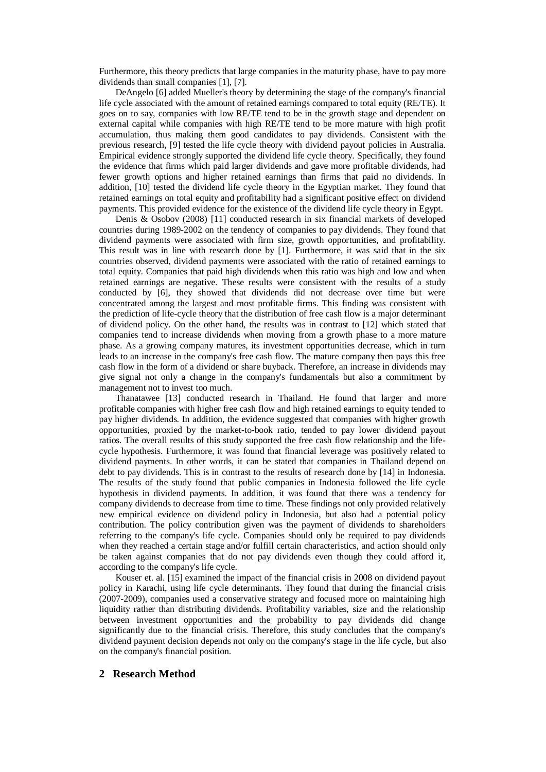Furthermore, this theory predicts that large companies in the maturity phase, have to pay more dividends than small companies [1], [7].

DeAngelo [6] added Mueller's theory by determining the stage of the company's financial life cycle associated with the amount of retained earnings compared to total equity (RE/TE). It goes on to say, companies with low RE/TE tend to be in the growth stage and dependent on external capital while companies with high RE/TE tend to be more mature with high profit accumulation, thus making them good candidates to pay dividends. Consistent with the previous research, [9] tested the life cycle theory with dividend payout policies in Australia. Empirical evidence strongly supported the dividend life cycle theory. Specifically, they found the evidence that firms which paid larger dividends and gave more profitable dividends, had fewer growth options and higher retained earnings than firms that paid no dividends. In addition, [10] tested the dividend life cycle theory in the Egyptian market. They found that retained earnings on total equity and profitability had a significant positive effect on dividend payments. This provided evidence for the existence of the dividend life cycle theory in Egypt.

Denis & Osobov (2008) [11] conducted research in six financial markets of developed countries during 1989-2002 on the tendency of companies to pay dividends. They found that dividend payments were associated with firm size, growth opportunities, and profitability. This result was in line with research done by [1]. Furthermore, it was said that in the six countries observed, dividend payments were associated with the ratio of retained earnings to total equity. Companies that paid high dividends when this ratio was high and low and when retained earnings are negative. These results were consistent with the results of a study conducted by [6], they showed that dividends did not decrease over time but were concentrated among the largest and most profitable firms. This finding was consistent with the prediction of life-cycle theory that the distribution of free cash flow is a major determinant of dividend policy. On the other hand, the results was in contrast to [12] which stated that companies tend to increase dividends when moving from a growth phase to a more mature phase. As a growing company matures, its investment opportunities decrease, which in turn leads to an increase in the company's free cash flow. The mature company then pays this free cash flow in the form of a dividend or share buyback. Therefore, an increase in dividends may give signal not only a change in the company's fundamentals but also a commitment by management not to invest too much.

Thanatawee [13] conducted research in Thailand. He found that larger and more profitable companies with higher free cash flow and high retained earnings to equity tended to pay higher dividends. In addition, the evidence suggested that companies with higher growth opportunities, proxied by the market-to-book ratio, tended to pay lower dividend payout ratios. The overall results of this study supported the free cash flow relationship and the life-cycle hypothesis. Furthermore, it was found that financial leverage was positively related to dividend payments. In other words, it can be stated that companies in Thailand depend on debt to pay dividends. This is in contrast to the results of research done by [14] in Indonesia. The results of the study found that public companies in Indonesia followed the life cycle hypothesis in dividend payments. In addition, it was found that there was a tendency for company dividends to decrease from time to time. These findings not only provided relatively new empirical evidence on dividend policy in Indonesia, but also had a potential policy contribution. The policy contribution given was the payment of dividends to shareholders referring to the company's life cycle. Companies should only be required to pay dividends when they reached a certain stage and/or fulfill certain characteristics, and action should only be taken against companies that do not pay dividends even though they could afford it, according to the company's life cycle.

Kouser et. al. [15] examined the impact of the financial crisis in 2008 on dividend payout policy in Karachi, using life cycle determinants. They found that during the financial crisis (2007-2009), companies used a conservative strategy and focused more on maintaining high liquidity rather than distributing dividends. Profitability variables, size and the relationship between investment opportunities and the probability to pay dividends did change significantly due to the financial crisis. Therefore, this study concludes that the company's dividend payment decision depends not only on the company's stage in the life cycle, but also on the company's financial position.

## 2 Research Method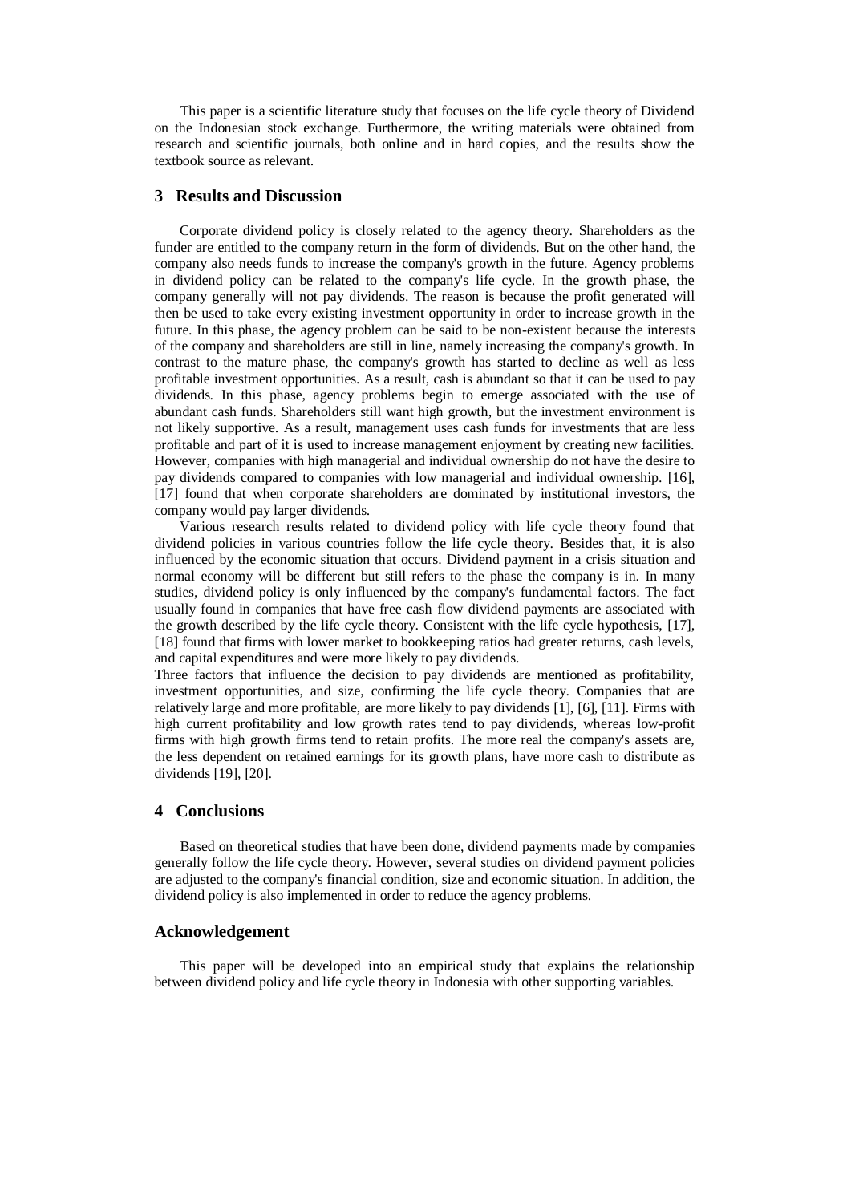This paper is a scientific literature study that focuses on the life cycle theory of Dividend on the Indonesian stock exchange. Furthermore, the writing materials were obtained from research and scientific journals, both online and in hard copies, and the results show the textbook source as relevant.

## 3 Results and Discussion

Corporate dividend policy is closely related to the agency theory. Shareholders as the funder are entitled to the company return in the form of dividends. But on the other hand, the company also needs funds to increase the company's growth in the future. Agency problems in dividend policy can be related to the company's life cycle. In the growth phase, the company generally will not pay dividends. The reason is because the profit generated will then be used to take every existing investment opportunity in order to increase growth in the future. In this phase, the agency problem can be said to be non-existent because the interests of the company and shareholders are still in line, namely increasing the company's growth. In contrast to the mature phase, the company's growth has started to decline as well as less profitable investment opportunities. As a result, cash is abundant so that it can be used to pay dividends. In this phase, agency problems begin to emerge associated with the use of abundant cash funds. Shareholders still want high growth, but the investment environment is not likely supportive. As a result, management uses cash funds for investments that are less profitable and part of it is used to increase management enjoyment by creating new facilities. However, companies with high managerial and individual ownership do not have the desire to pay dividends compared to companies with low managerial and individual ownership. [16], [17] found that when corporate shareholders are dominated by institutional investors, the company would pay larger dividends.

Various research results related to dividend policy with life cycle theory found that dividend policies in various countries follow the life cycle theory. Besides that, it is also influenced by the economic situation that occurs. Dividend payment in a crisis situation and normal economy will be different but still refers to the phase the company is in. In many studies, dividend policy is only influenced by the company's fundamental factors. The fact usually found in companies that have free cash flow dividend payments are associated with the growth described by the life cycle theory. Consistent with the life cycle hypothesis, [17], [18] found that firms with lower market to bookkeeping ratios had greater returns, cash levels, and capital expenditures and were more likely to pay dividends.

Three factors that influence the decision to pay dividends are mentioned as profitability, investment opportunities, and size, confirming the life cycle theory. Companies that are relatively large and more profitable, are more likely to pay dividends [1], [6], [11]. Firms with high current profitability and low growth rates tend to pay dividends, whereas low-profit firms with high growth firms tend to retain profits. The more real the company's assets are, the less dependent on retained earnings for its growth plans, have more cash to distribute as dividends [19], [20].

## 4 Conclusions

Based on theoretical studies that have been done, dividend payments made by companies generally follow the life cycle theory. However, several studies on dividend payment policies are adjusted to the company's financial condition, size and economic situation. In addition, the dividend policy is also implemented in order to reduce the agency problems.

## Acknowledgement

This paper will be developed into an empirical study that explains the relationship between dividend policy and life cycle theory in Indonesia with other supporting variables.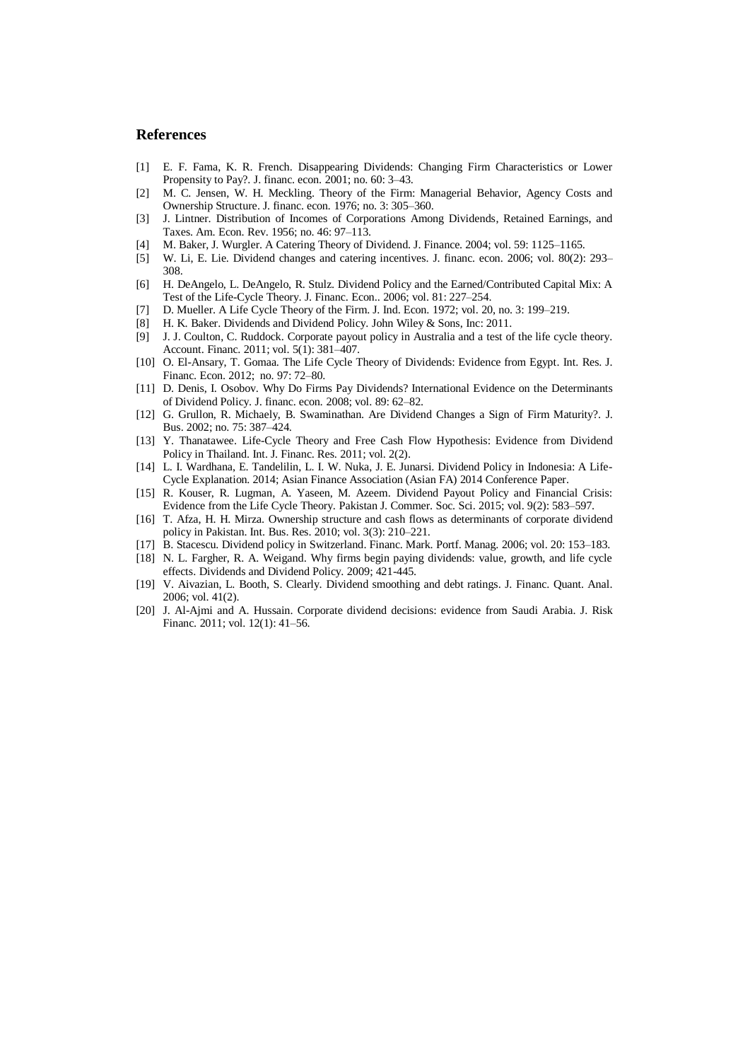## References

[1] E. F. Fama, K. R. French. Disappearing Dividends: Changing Firm Characteristics or Lower Propensity to Pay?. J. financ. econ. 2001; no. 60: 3–43.

[2] M. C. Jensen, W. H. Meckling. Theory of the Firm: Managerial Behavior, Agency Costs and Ownership Structure. J. financ. econ. 1976; no. 3: 305–360.

[3] J. Lintner. Distribution of Incomes of Corporations Among Dividends, Retained Earnings, and Taxes. Am. Econ. Rev. 1956; no. 46: 97–113.

[4] M. Baker, J. Wurgler. A Catering Theory of Dividend. J. Finance. 2004; vol. 59: 1125–1165.

[5] W. Li, E. Lie. Dividend changes and catering incentives. J. financ. econ. 2006; vol. 80(2): 293–308.

[6] H. DeAngelo, L. DeAngelo, R. Stulz. Dividend Policy and the Earned/Contributed Capital Mix: A Test of the Life-Cycle Theory. J. Financ. Econ.. 2006; vol. 81: 227–254.

[7] D. Mueller. A Life Cycle Theory of the Firm. J. Ind. Econ. 1972; vol. 20, no. 3: 199–219.

[8] H. K. Baker. Dividends and Dividend Policy. John Wiley & Sons, Inc: 2011.

[9] J. J. Coulton, C. Ruddock. Corporate payout policy in Australia and a test of the life cycle theory. Account. Financ. 2011; vol. 5(1): 381–407.

[10] O. El-Ansary, T. Gomaa. The Life Cycle Theory of Dividends: Evidence from Egypt. Int. Res. J. Financ. Econ. 2012; no. 97: 72–80.

[11] D. Denis, I. Osobov. Why Do Firms Pay Dividends? International Evidence on the Determinants of Dividend Policy. J. financ. econ. 2008; vol. 89: 62–82.

[12] G. Grullon, R. Michaely, B. Swaminathan. Are Dividend Changes a Sign of Firm Maturity?. J. Bus. 2002; no. 75: 387–424.

[13] Y. Thanatawee. Life-Cycle Theory and Free Cash Flow Hypothesis: Evidence from Dividend Policy in Thailand. Int. J. Financ. Res. 2011; vol. 2(2).

[14] L. I. Wardhana, E. Tandelilin, L. I. W. Nuka, J. E. Junarsi. Dividend Policy in Indonesia: A Life-Cycle Explanation. 2014; Asian Finance Association (Asian FA) 2014 Conference Paper.

[15] R. Kouser, R. Lugman, A. Yaseen, M. Azeem. Dividend Payout Policy and Financial Crisis: Evidence from the Life Cycle Theory. Pakistan J. Commer. Soc. Sci. 2015; vol. 9(2): 583–597.

[16] T. Afza, H. H. Mirza. Ownership structure and cash flows as determinants of corporate dividend policy in Pakistan. Int. Bus. Res. 2010; vol. 3(3): 210–221.

[17] B. Stacescu. Dividend policy in Switzerland. Financ. Mark. Portf. Manag. 2006; vol. 20: 153–183.

[18] N. L. Fargher, R. A. Weigand. Why firms begin paying dividends: value, growth, and life cycle effects. Dividends and Dividend Policy. 2009; 421-445.

[19] V. Aivazian, L. Booth, S. Clearly. Dividend smoothing and debt ratings. J. Financ. Quant. Anal. 2006; vol. 41(2).

[20] J. Al-Ajmi and A. Hussain. Corporate dividend decisions: evidence from Saudi Arabia. J. Risk Financ. 2011; vol. 12(1): 41–56.